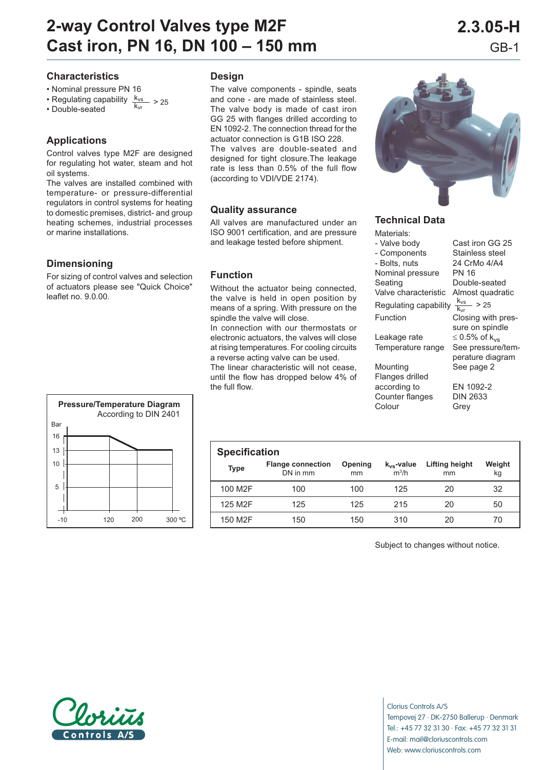# 2-way Control Valves type M2F
# Cast iron, PN 16, DN 100 – 150 mm

2.3.05-H
GB-1

## Characteristics

- Nominal pressure PN 16
- Regulating capability $\frac{k_{vs}}{k_{vr}} > 25$
- Double-seated

## Applications

Control valves type M2F are designed for regulating hot water, steam and hot oil systems.
The valves are installed combined with temperature- or pressure-differential regulators in control systems for heating to domestic premises, district- and group heating schemes, industrial processes or marine installations.

## Dimensioning

For sizing of control valves and selection of actuators please see "Quick Choice" leaflet no. 9.0.00.

## Design

The valve components - spindle, seats and cone - are made of stainless steel. The valve body is made of cast iron GG 25 with flanges drilled according to EN 1092-2. The connection thread for the actuator connection is G1B ISO 228.
The valves are double-seated and designed for tight closure. The leakage rate is less than 0.5% of the full flow (according to VDI/VDE 2174).

## Quality assurance

All valves are manufactured under an ISO 9001 certification, and are pressure and leakage tested before shipment.

## Function

Without the actuator being connected, the valve is held in open position by means of a spring. With pressure on the spindle the valve will close.
In connection with our thermostats or electronic actuators, the valves will close at rising temperatures. For cooling circuits a reverse acting valve can be used.
The linear characteristic will not cease, until the flow has dropped below 4% of the full flow.

## Technical Data

| | |
|---|---|
| Materials: | |
| - Valve body | Cast iron GG 25 |
| - Components | Stainless steel |
| - Bolts, nuts | 24 CrMo 4/A4 |
| Nominal pressure | PN 16 |
| Seating | Double-seated |
| Valve characteristic | Almost quadratic |
| Regulating capability | $\frac{k_{vs}}{k_{vr}} > 25$ |
| Function | Closing with pressure on spindle |
| Leakage rate | $\leq$ 0.5% of $k_{vs}$ |
| Temperature range | See pressure/temperature diagram |
| Mounting | See page 2 |
| Flanges drilled according to | EN 1092-2 |
| Counter flanges | DIN 2633 |
| Colour | Grey |

**Pressure/Temperature Diagram**
According to DIN 2401

(Bar: 16 from -10 to 120 °C, decreasing to 13 at 200 °C, 13 up to 300 °C)

## Specification

| Type | Flange connection DN in mm | Opening mm | $k_{vs}$-value m³/h | Lifting height mm | Weight kg |
|---|---|---|---|---|---|
| 100 M2F | 100 | 100 | 125 | 20 | 32 |
| 125 M2F | 125 | 125 | 215 | 20 | 50 |
| 150 M2F | 150 | 150 | 310 | 20 | 70 |

Subject to changes without notice.

Clorius Controls A/S
Tempovej 27 · DK-2750 Ballerup · Denmark
Tel.: +45 77 32 31 30 · Fax: +45 77 32 31 31
E-mail: mail@cloriuscontrols.com
Web: www.cloriuscontrols.com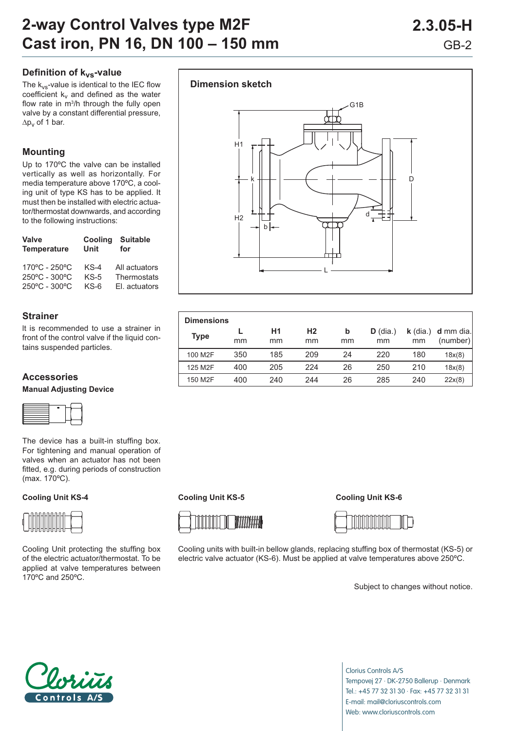# 2-way Control Valves type M2F
# Cast iron, PN 16, DN 100 – 150 mm

2.3.05-H
GB-2

## Definition of $k_{vs}$-value

The $k_{vs}$-value is identical to the IEC flow coefficient $k_v$ and defined as the water flow rate in m³/h through the fully open valve by a constant differential pressure, $\Delta p_v$ of 1 bar.

## Mounting

Up to 170ºC the valve can be installed vertically as well as horizontally. For media temperature above 170ºC, a cooling unit of type KS has to be applied. It must then be installed with electric actuator/thermostat downwards, and according to the following instructions:

| Valve Temperature | Cooling Unit | Suitable for |
|---|---|---|
| 170ºC - 250ºC | KS-4 | All actuators |
| 250ºC - 300ºC | KS-5 | Thermostats |
| 250ºC - 300ºC | KS-6 | El. actuators |

## Strainer

It is recommended to use a strainer in front of the control valve if the liquid contains suspended particles.

## Dimension sketch

G1B
H1
H2
k
b
D
d
L

## Dimensions

| Type | L mm | H1 mm | H2 mm | b mm | D (dia.) mm | k (dia.) mm | d mm dia. (number) |
|---|---|---|---|---|---|---|---|
| 100 M2F | 350 | 185 | 209 | 24 | 220 | 180 | 18x(8) |
| 125 M2F | 400 | 205 | 224 | 26 | 250 | 210 | 18x(8) |
| 150 M2F | 400 | 240 | 244 | 26 | 285 | 240 | 22x(8) |

## Accessories

### Manual Adjusting Device

The device has a built-in stuffing box. For tightening and manual operation of valves when an actuator has not been fitted, e.g. during periods of construction (max. 170ºC).

### Cooling Unit KS-4

Cooling Unit protecting the stuffing box of the electric actuator/thermostat. To be applied at valve temperatures between 170ºC and 250ºC.

### Cooling Unit KS-5

### Cooling Unit KS-6

Cooling units with built-in bellow glands, replacing stuffing box of thermostat (KS-5) or electric valve actuator (KS-6). Must be applied at valve temperatures above 250ºC.

Subject to changes without notice.

Clorius Controls A/S
Tempovej 27 · DK-2750 Ballerup · Denmark
Tel.: +45 77 32 31 30 · Fax: +45 77 32 31 31
E-mail: mail@cloriuscontrols.com
Web: www.cloriuscontrols.com